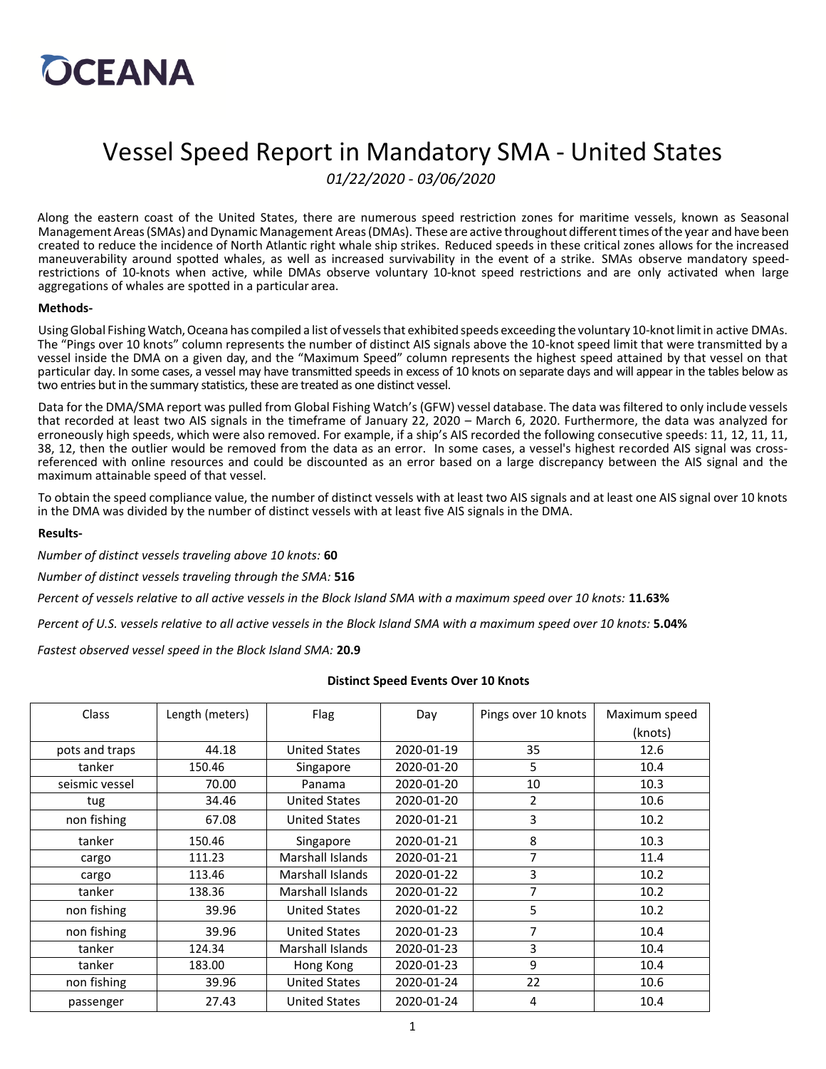OCEANA

# Vessel Speed Report in Mandatory SMA - United States

*01/22/2020 - 03/06/2020*

Along the eastern coast of the United States, there are numerous speed restriction zones for maritime vessels, known as Seasonal Management Areas (SMAs) and Dynamic Management Areas (DMAs). These are active throughout different times of the year and have been created to reduce the incidence of North Atlantic right whale ship strikes. Reduced speeds in these critical zones allows for the increased maneuverability around spotted whales, as well as increased survivability in the event of a strike. SMAs observe mandatory speed-restrictions of 10-knots when active, while DMAs observe voluntary 10-knot speed restrictions and are only activated when large aggregations of whales are spotted in a particular area.

**Methods-**

Using Global Fishing Watch, Oceana has compiled a list of vessels that exhibited speeds exceeding the voluntary 10-knot limit in active DMAs. The "Pings over 10 knots" column represents the number of distinct AIS signals above the 10-knot speed limit that were transmitted by a vessel inside the DMA on a given day, and the "Maximum Speed" column represents the highest speed attained by that vessel on that particular day. In some cases, a vessel may have transmitted speeds in excess of 10 knots on separate days and will appear in the tables below as two entries but in the summary statistics, these are treated as one distinct vessel.

Data for the DMA/SMA report was pulled from Global Fishing Watch's (GFW) vessel database. The data was filtered to only include vessels that recorded at least two AIS signals in the timeframe of January 22, 2020 – March 6, 2020. Furthermore, the data was analyzed for erroneously high speeds, which were also removed. For example, if a ship's AIS recorded the following consecutive speeds: 11, 12, 11, 11, 38, 12, then the outlier would be removed from the data as an error. In some cases, a vessel's highest recorded AIS signal was cross-referenced with online resources and could be discounted as an error based on a large discrepancy between the AIS signal and the maximum attainable speed of that vessel.

To obtain the speed compliance value, the number of distinct vessels with at least two AIS signals and at least one AIS signal over 10 knots in the DMA was divided by the number of distinct vessels with at least five AIS signals in the DMA.

**Results-**

*Number of distinct vessels traveling above 10 knots:* **60**

*Number of distinct vessels traveling through the SMA:* **516**

*Percent of vessels relative to all active vessels in the Block Island SMA with a maximum speed over 10 knots:* **11.63%**

*Percent of U.S. vessels relative to all active vessels in the Block Island SMA with a maximum speed over 10 knots:* **5.04%**

*Fastest observed vessel speed in the Block Island SMA:* **20.9**

**Distinct Speed Events Over 10 Knots**

| Class | Length (meters) | Flag | Day | Pings over 10 knots | Maximum speed (knots) |
|---|---|---|---|---|---|
| pots and traps | 44.18 | United States | 2020-01-19 | 35 | 12.6 |
| tanker | 150.46 | Singapore | 2020-01-20 | 5 | 10.4 |
| seismic vessel | 70.00 | Panama | 2020-01-20 | 10 | 10.3 |
| tug | 34.46 | United States | 2020-01-20 | 2 | 10.6 |
| non fishing | 67.08 | United States | 2020-01-21 | 3 | 10.2 |
| tanker | 150.46 | Singapore | 2020-01-21 | 8 | 10.3 |
| cargo | 111.23 | Marshall Islands | 2020-01-21 | 7 | 11.4 |
| cargo | 113.46 | Marshall Islands | 2020-01-22 | 3 | 10.2 |
| tanker | 138.36 | Marshall Islands | 2020-01-22 | 7 | 10.2 |
| non fishing | 39.96 | United States | 2020-01-22 | 5 | 10.2 |
| non fishing | 39.96 | United States | 2020-01-23 | 7 | 10.4 |
| tanker | 124.34 | Marshall Islands | 2020-01-23 | 3 | 10.4 |
| tanker | 183.00 | Hong Kong | 2020-01-23 | 9 | 10.4 |
| non fishing | 39.96 | United States | 2020-01-24 | 22 | 10.6 |
| passenger | 27.43 | United States | 2020-01-24 | 4 | 10.4 |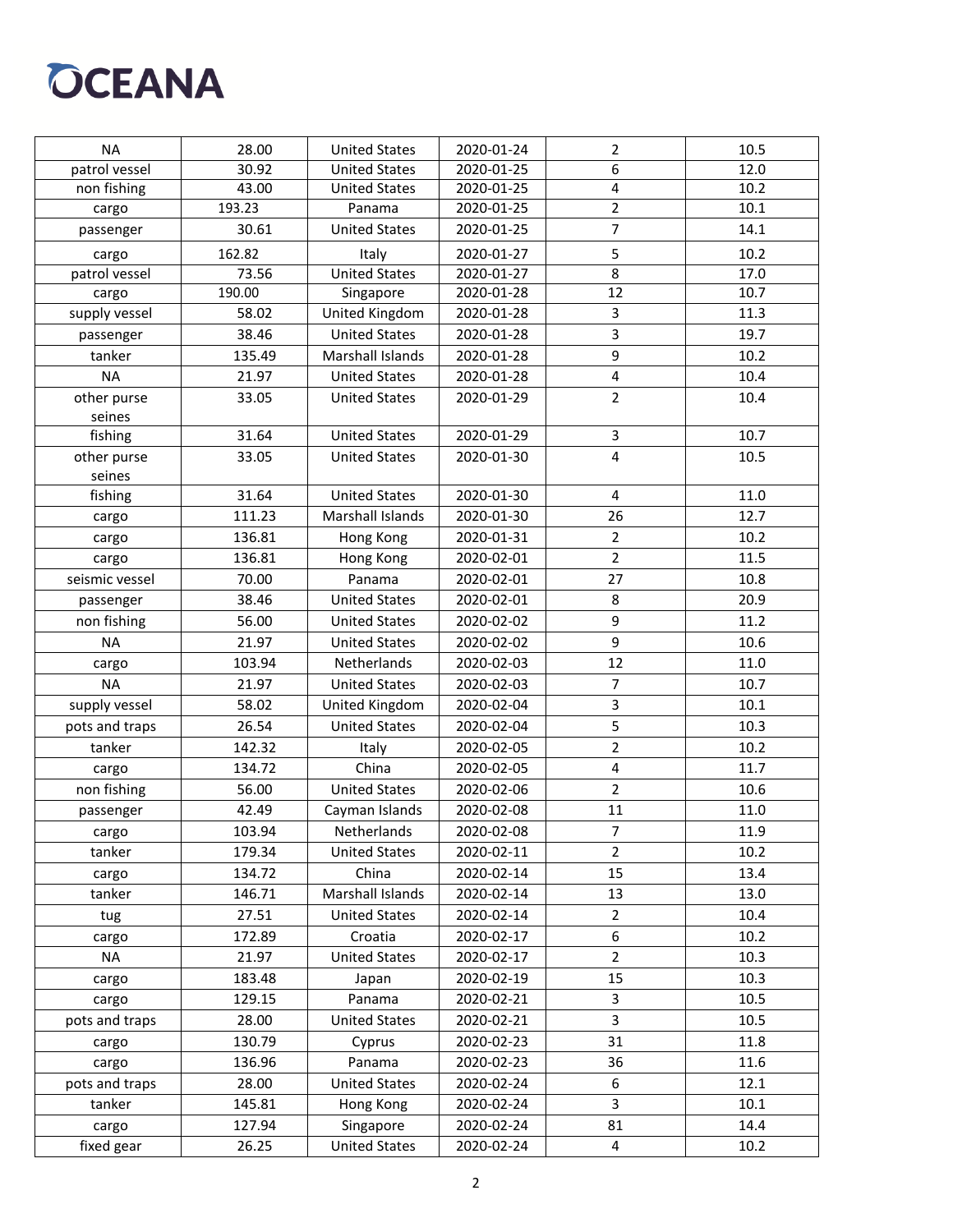| | | | | | |
|---|---|---|---|---|---|
| NA | 28.00 | United States | 2020-01-24 | 2 | 10.5 |
| patrol vessel | 30.92 | United States | 2020-01-25 | 6 | 12.0 |
| non fishing | 43.00 | United States | 2020-01-25 | 4 | 10.2 |
| cargo | 193.23 | Panama | 2020-01-25 | 2 | 10.1 |
| passenger | 30.61 | United States | 2020-01-25 | 7 | 14.1 |
| cargo | 162.82 | Italy | 2020-01-27 | 5 | 10.2 |
| patrol vessel | 73.56 | United States | 2020-01-27 | 8 | 17.0 |
| cargo | 190.00 | Singapore | 2020-01-28 | 12 | 10.7 |
| supply vessel | 58.02 | United Kingdom | 2020-01-28 | 3 | 11.3 |
| passenger | 38.46 | United States | 2020-01-28 | 3 | 19.7 |
| tanker | 135.49 | Marshall Islands | 2020-01-28 | 9 | 10.2 |
| NA | 21.97 | United States | 2020-01-28 | 4 | 10.4 |
| other purse seines | 33.05 | United States | 2020-01-29 | 2 | 10.4 |
| fishing | 31.64 | United States | 2020-01-29 | 3 | 10.7 |
| other purse seines | 33.05 | United States | 2020-01-30 | 4 | 10.5 |
| fishing | 31.64 | United States | 2020-01-30 | 4 | 11.0 |
| cargo | 111.23 | Marshall Islands | 2020-01-30 | 26 | 12.7 |
| cargo | 136.81 | Hong Kong | 2020-01-31 | 2 | 10.2 |
| cargo | 136.81 | Hong Kong | 2020-02-01 | 2 | 11.5 |
| seismic vessel | 70.00 | Panama | 2020-02-01 | 27 | 10.8 |
| passenger | 38.46 | United States | 2020-02-01 | 8 | 20.9 |
| non fishing | 56.00 | United States | 2020-02-02 | 9 | 11.2 |
| NA | 21.97 | United States | 2020-02-02 | 9 | 10.6 |
| cargo | 103.94 | Netherlands | 2020-02-03 | 12 | 11.0 |
| NA | 21.97 | United States | 2020-02-03 | 7 | 10.7 |
| supply vessel | 58.02 | United Kingdom | 2020-02-04 | 3 | 10.1 |
| pots and traps | 26.54 | United States | 2020-02-04 | 5 | 10.3 |
| tanker | 142.32 | Italy | 2020-02-05 | 2 | 10.2 |
| cargo | 134.72 | China | 2020-02-05 | 4 | 11.7 |
| non fishing | 56.00 | United States | 2020-02-06 | 2 | 10.6 |
| passenger | 42.49 | Cayman Islands | 2020-02-08 | 11 | 11.0 |
| cargo | 103.94 | Netherlands | 2020-02-08 | 7 | 11.9 |
| tanker | 179.34 | United States | 2020-02-11 | 2 | 10.2 |
| cargo | 134.72 | China | 2020-02-14 | 15 | 13.4 |
| tanker | 146.71 | Marshall Islands | 2020-02-14 | 13 | 13.0 |
| tug | 27.51 | United States | 2020-02-14 | 2 | 10.4 |
| cargo | 172.89 | Croatia | 2020-02-17 | 6 | 10.2 |
| NA | 21.97 | United States | 2020-02-17 | 2 | 10.3 |
| cargo | 183.48 | Japan | 2020-02-19 | 15 | 10.3 |
| cargo | 129.15 | Panama | 2020-02-21 | 3 | 10.5 |
| pots and traps | 28.00 | United States | 2020-02-21 | 3 | 10.5 |
| cargo | 130.79 | Cyprus | 2020-02-23 | 31 | 11.8 |
| cargo | 136.96 | Panama | 2020-02-23 | 36 | 11.6 |
| pots and traps | 28.00 | United States | 2020-02-24 | 6 | 12.1 |
| tanker | 145.81 | Hong Kong | 2020-02-24 | 3 | 10.1 |
| cargo | 127.94 | Singapore | 2020-02-24 | 81 | 14.4 |
| fixed gear | 26.25 | United States | 2020-02-24 | 4 | 10.2 |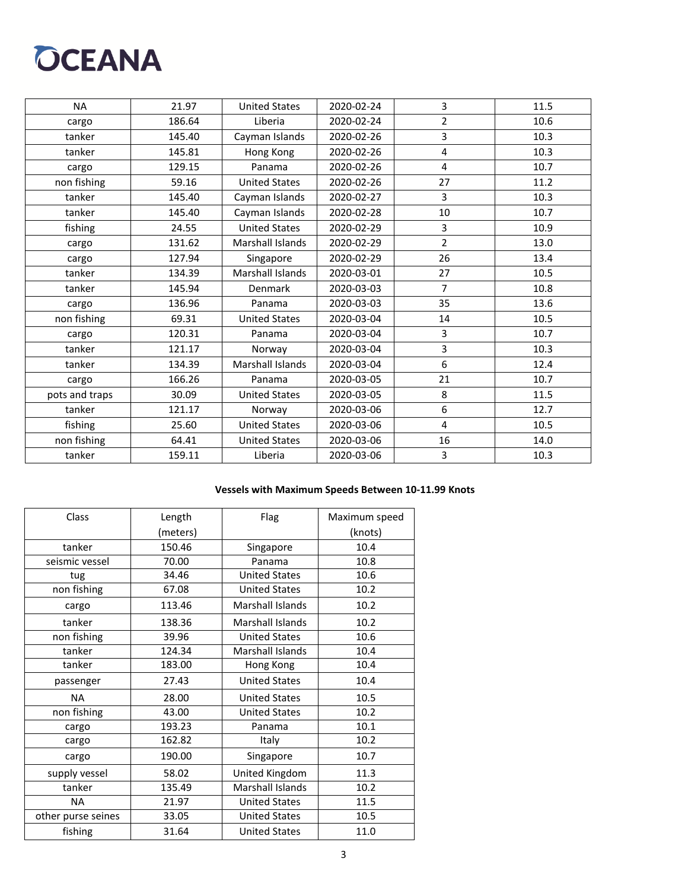| | | | | | |
|---|---|---|---|---|---|
| NA | 21.97 | United States | 2020-02-24 | 3 | 11.5 |
| cargo | 186.64 | Liberia | 2020-02-24 | 2 | 10.6 |
| tanker | 145.40 | Cayman Islands | 2020-02-26 | 3 | 10.3 |
| tanker | 145.81 | Hong Kong | 2020-02-26 | 4 | 10.3 |
| cargo | 129.15 | Panama | 2020-02-26 | 4 | 10.7 |
| non fishing | 59.16 | United States | 2020-02-26 | 27 | 11.2 |
| tanker | 145.40 | Cayman Islands | 2020-02-27 | 3 | 10.3 |
| tanker | 145.40 | Cayman Islands | 2020-02-28 | 10 | 10.7 |
| fishing | 24.55 | United States | 2020-02-29 | 3 | 10.9 |
| cargo | 131.62 | Marshall Islands | 2020-02-29 | 2 | 13.0 |
| cargo | 127.94 | Singapore | 2020-02-29 | 26 | 13.4 |
| tanker | 134.39 | Marshall Islands | 2020-03-01 | 27 | 10.5 |
| tanker | 145.94 | Denmark | 2020-03-03 | 7 | 10.8 |
| cargo | 136.96 | Panama | 2020-03-03 | 35 | 13.6 |
| non fishing | 69.31 | United States | 2020-03-04 | 14 | 10.5 |
| cargo | 120.31 | Panama | 2020-03-04 | 3 | 10.7 |
| tanker | 121.17 | Norway | 2020-03-04 | 3 | 10.3 |
| tanker | 134.39 | Marshall Islands | 2020-03-04 | 6 | 12.4 |
| cargo | 166.26 | Panama | 2020-03-05 | 21 | 10.7 |
| pots and traps | 30.09 | United States | 2020-03-05 | 8 | 11.5 |
| tanker | 121.17 | Norway | 2020-03-06 | 6 | 12.7 |
| fishing | 25.60 | United States | 2020-03-06 | 4 | 10.5 |
| non fishing | 64.41 | United States | 2020-03-06 | 16 | 14.0 |
| tanker | 159.11 | Liberia | 2020-03-06 | 3 | 10.3 |

**Vessels with Maximum Speeds Between 10-11.99 Knots**

| Class | Length (meters) | Flag | Maximum speed (knots) |
|---|---|---|---|
| tanker | 150.46 | Singapore | 10.4 |
| seismic vessel | 70.00 | Panama | 10.8 |
| tug | 34.46 | United States | 10.6 |
| non fishing | 67.08 | United States | 10.2 |
| cargo | 113.46 | Marshall Islands | 10.2 |
| tanker | 138.36 | Marshall Islands | 10.2 |
| non fishing | 39.96 | United States | 10.6 |
| tanker | 124.34 | Marshall Islands | 10.4 |
| tanker | 183.00 | Hong Kong | 10.4 |
| passenger | 27.43 | United States | 10.4 |
| NA | 28.00 | United States | 10.5 |
| non fishing | 43.00 | United States | 10.2 |
| cargo | 193.23 | Panama | 10.1 |
| cargo | 162.82 | Italy | 10.2 |
| cargo | 190.00 | Singapore | 10.7 |
| supply vessel | 58.02 | United Kingdom | 11.3 |
| tanker | 135.49 | Marshall Islands | 10.2 |
| NA | 21.97 | United States | 11.5 |
| other purse seines | 33.05 | United States | 10.5 |
| fishing | 31.64 | United States | 11.0 |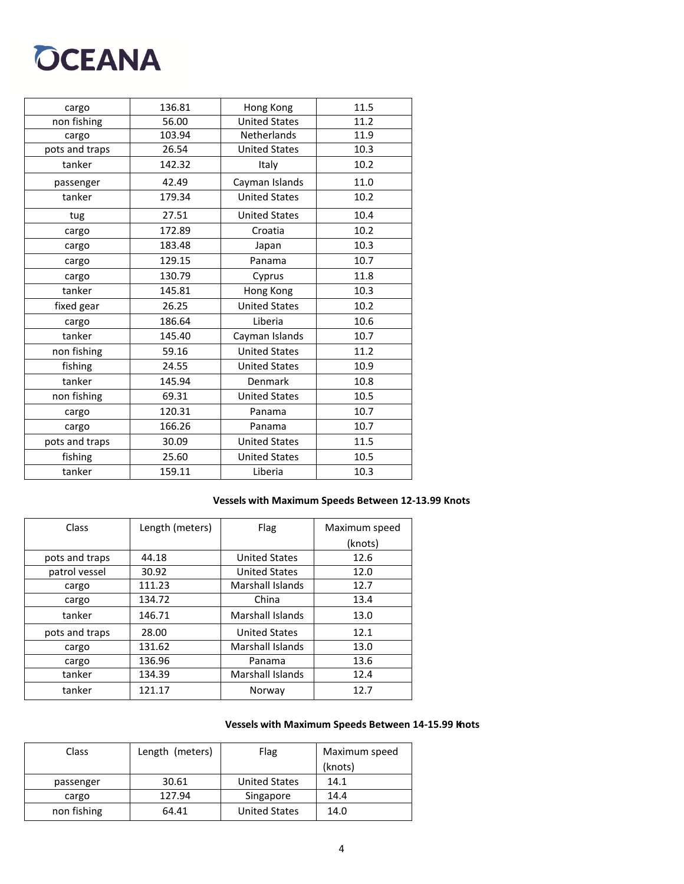| cargo | 136.81 | Hong Kong | 11.5 |
|---|---|---|---|
| non fishing | 56.00 | United States | 11.2 |
| cargo | 103.94 | Netherlands | 11.9 |
| pots and traps | 26.54 | United States | 10.3 |
| tanker | 142.32 | Italy | 10.2 |
| passenger | 42.49 | Cayman Islands | 11.0 |
| tanker | 179.34 | United States | 10.2 |
| tug | 27.51 | United States | 10.4 |
| cargo | 172.89 | Croatia | 10.2 |
| cargo | 183.48 | Japan | 10.3 |
| cargo | 129.15 | Panama | 10.7 |
| cargo | 130.79 | Cyprus | 11.8 |
| tanker | 145.81 | Hong Kong | 10.3 |
| fixed gear | 26.25 | United States | 10.2 |
| cargo | 186.64 | Liberia | 10.6 |
| tanker | 145.40 | Cayman Islands | 10.7 |
| non fishing | 59.16 | United States | 11.2 |
| fishing | 24.55 | United States | 10.9 |
| tanker | 145.94 | Denmark | 10.8 |
| non fishing | 69.31 | United States | 10.5 |
| cargo | 120.31 | Panama | 10.7 |
| cargo | 166.26 | Panama | 10.7 |
| pots and traps | 30.09 | United States | 11.5 |
| fishing | 25.60 | United States | 10.5 |
| tanker | 159.11 | Liberia | 10.3 |

**Vessels with Maximum Speeds Between 12-13.99 Knots**

| Class | Length (meters) | Flag | Maximum speed (knots) |
|---|---|---|---|
| pots and traps | 44.18 | United States | 12.6 |
| patrol vessel | 30.92 | United States | 12.0 |
| cargo | 111.23 | Marshall Islands | 12.7 |
| cargo | 134.72 | China | 13.4 |
| tanker | 146.71 | Marshall Islands | 13.0 |
| pots and traps | 28.00 | United States | 12.1 |
| cargo | 131.62 | Marshall Islands | 13.0 |
| cargo | 136.96 | Panama | 13.6 |
| tanker | 134.39 | Marshall Islands | 12.4 |
| tanker | 121.17 | Norway | 12.7 |

**Vessels with Maximum Speeds Between 14-15.99 Knots**

| Class | Length (meters) | Flag | Maximum speed (knots) |
|---|---|---|---|
| passenger | 30.61 | United States | 14.1 |
| cargo | 127.94 | Singapore | 14.4 |
| non fishing | 64.41 | United States | 14.0 |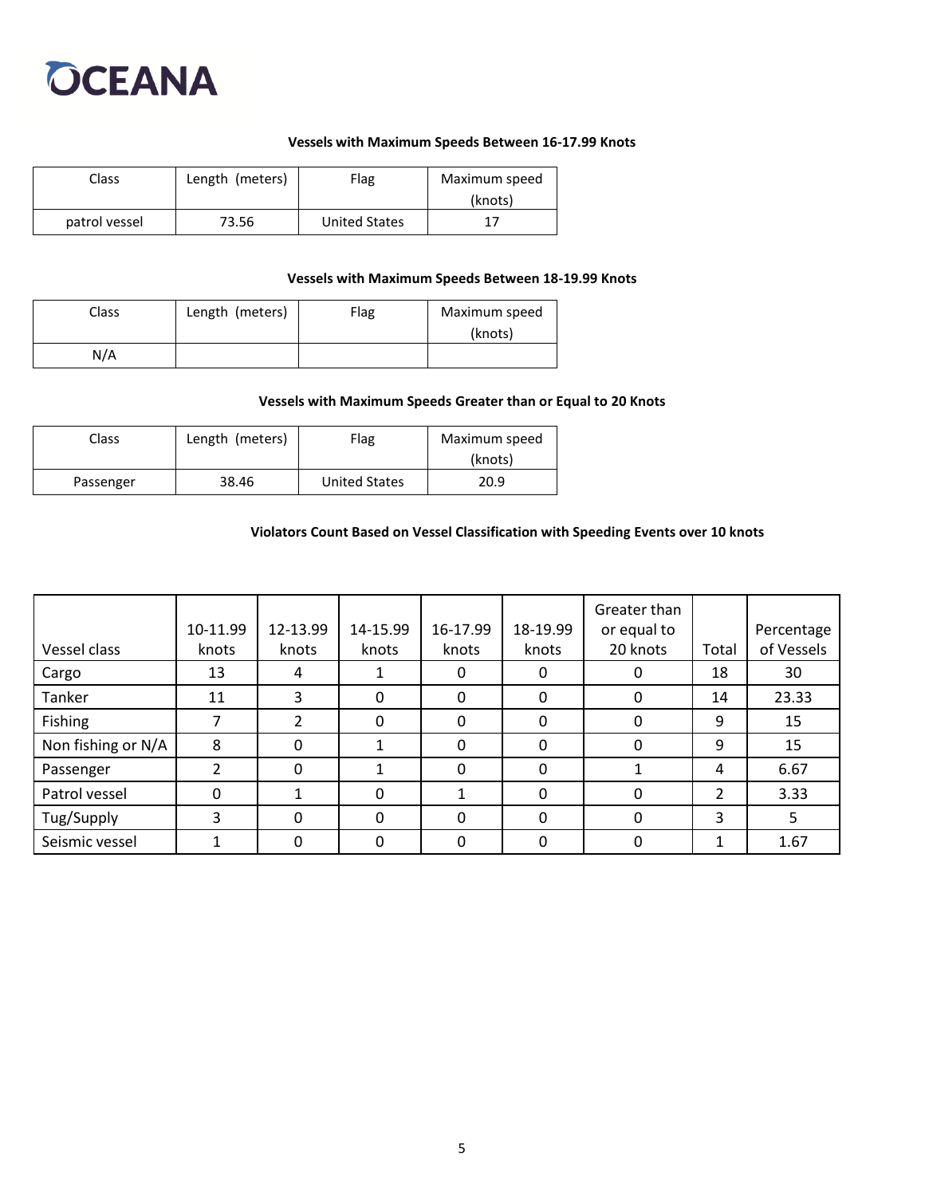### Vessels with Maximum Speeds Between 16-17.99 Knots

| Class | Length (meters) | Flag | Maximum speed (knots) |
|---|---|---|---|
| patrol vessel | 73.56 | United States | 17 |

### Vessels with Maximum Speeds Between 18-19.99 Knots

| Class | Length (meters) | Flag | Maximum speed (knots) |
|---|---|---|---|
| N/A | | | |

### Vessels with Maximum Speeds Greater than or Equal to 20 Knots

| Class | Length (meters) | Flag | Maximum speed (knots) |
|---|---|---|---|
| Passenger | 38.46 | United States | 20.9 |

### Violators Count Based on Vessel Classification with Speeding Events over 10 knots

| Vessel class | 10-11.99 knots | 12-13.99 knots | 14-15.99 knots | 16-17.99 knots | 18-19.99 knots | Greater than or equal to 20 knots | Total | Percentage of Vessels |
|---|---|---|---|---|---|---|---|---|
| Cargo | 13 | 4 | 1 | 0 | 0 | 0 | 18 | 30 |
| Tanker | 11 | 3 | 0 | 0 | 0 | 0 | 14 | 23.33 |
| Fishing | 7 | 2 | 0 | 0 | 0 | 0 | 9 | 15 |
| Non fishing or N/A | 8 | 0 | 1 | 0 | 0 | 0 | 9 | 15 |
| Passenger | 2 | 0 | 1 | 0 | 0 | 1 | 4 | 6.67 |
| Patrol vessel | 0 | 1 | 0 | 1 | 0 | 0 | 2 | 3.33 |
| Tug/Supply | 3 | 0 | 0 | 0 | 0 | 0 | 3 | 5 |
| Seismic vessel | 1 | 0 | 0 | 0 | 0 | 0 | 1 | 1.67 |